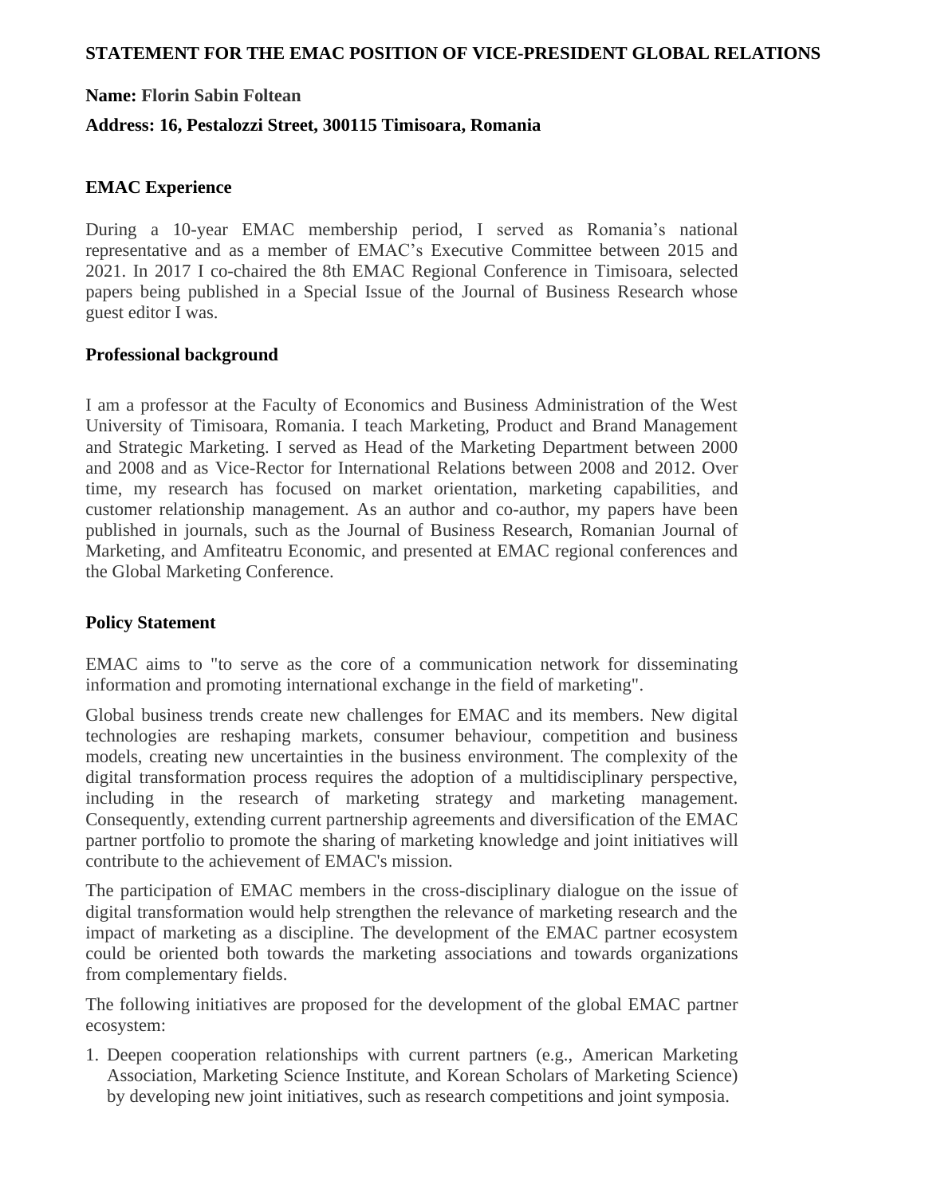**STATEMENT FOR THE EMAC POSITION OF VICE-PRESIDENT GLOBAL RELATIONS**

**Name: Florin Sabin Foltean**

**Address: 16, Pestalozzi Street, 300115 Timisoara, Romania**

## EMAC Experience

During a 10-year EMAC membership period, I served as Romania's national representative and as a member of EMAC's Executive Committee between 2015 and 2021. In 2017 I co-chaired the 8th EMAC Regional Conference in Timisoara, selected papers being published in a Special Issue of the Journal of Business Research whose guest editor I was.

## Professional background

I am a professor at the Faculty of Economics and Business Administration of the West University of Timisoara, Romania. I teach Marketing, Product and Brand Management and Strategic Marketing. I served as Head of the Marketing Department between 2000 and 2008 and as Vice-Rector for International Relations between 2008 and 2012. Over time, my research has focused on market orientation, marketing capabilities, and customer relationship management. As an author and co-author, my papers have been published in journals, such as the Journal of Business Research, Romanian Journal of Marketing, and Amfiteatru Economic, and presented at EMAC regional conferences and the Global Marketing Conference.

## Policy Statement

EMAC aims to "to serve as the core of a communication network for disseminating information and promoting international exchange in the field of marketing".

Global business trends create new challenges for EMAC and its members. New digital technologies are reshaping markets, consumer behaviour, competition and business models, creating new uncertainties in the business environment. The complexity of the digital transformation process requires the adoption of a multidisciplinary perspective, including in the research of marketing strategy and marketing management. Consequently, extending current partnership agreements and diversification of the EMAC partner portfolio to promote the sharing of marketing knowledge and joint initiatives will contribute to the achievement of EMAC's mission.

The participation of EMAC members in the cross-disciplinary dialogue on the issue of digital transformation would help strengthen the relevance of marketing research and the impact of marketing as a discipline. The development of the EMAC partner ecosystem could be oriented both towards the marketing associations and towards organizations from complementary fields.

The following initiatives are proposed for the development of the global EMAC partner ecosystem:

1. Deepen cooperation relationships with current partners (e.g., American Marketing Association, Marketing Science Institute, and Korean Scholars of Marketing Science) by developing new joint initiatives, such as research competitions and joint symposia.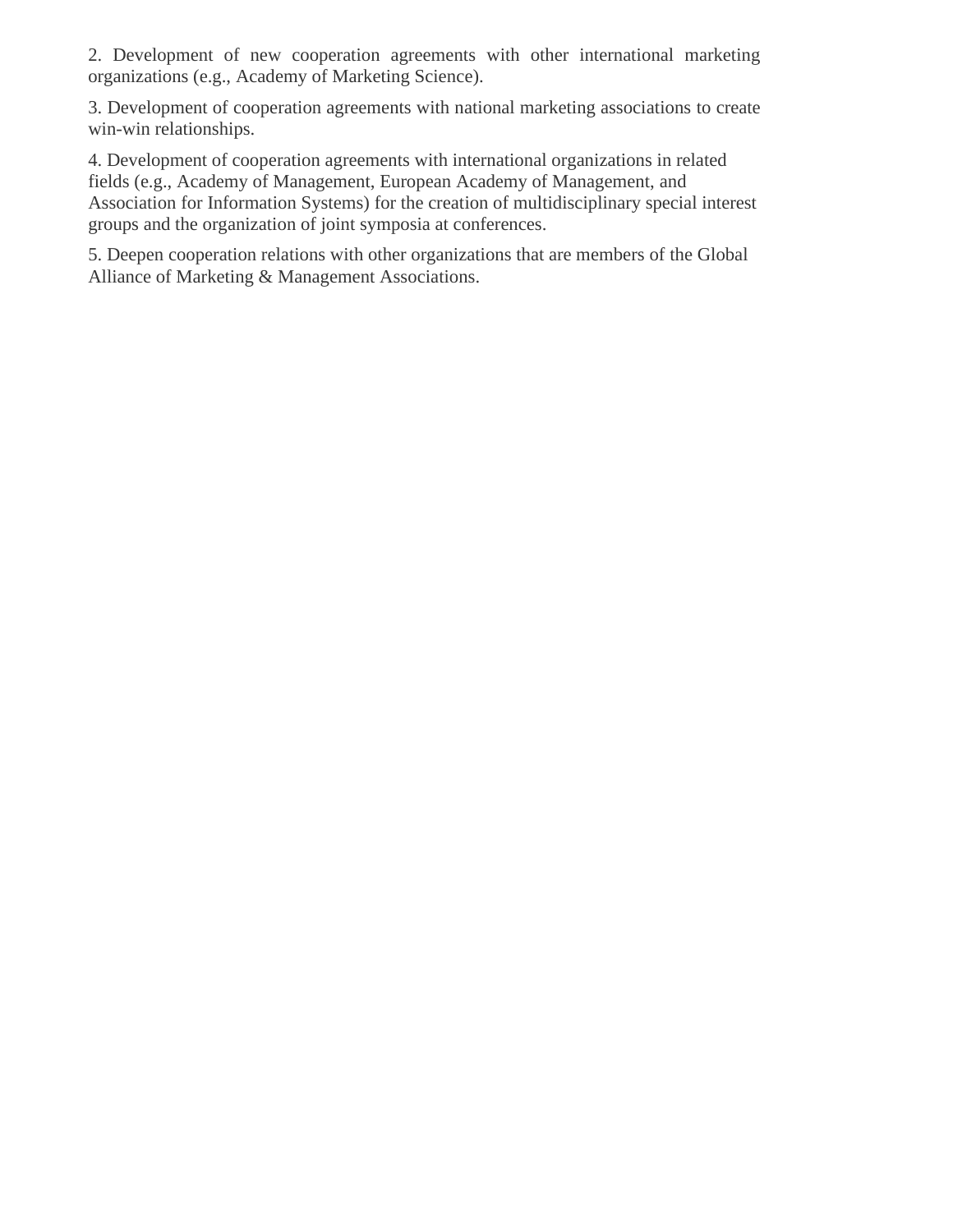2. Development of new cooperation agreements with other international marketing organizations (e.g., Academy of Marketing Science).

3. Development of cooperation agreements with national marketing associations to create win-win relationships.

4. Development of cooperation agreements with international organizations in related fields (e.g., Academy of Management, European Academy of Management, and Association for Information Systems) for the creation of multidisciplinary special interest groups and the organization of joint symposia at conferences.

5. Deepen cooperation relations with other organizations that are members of the Global Alliance of Marketing & Management Associations.